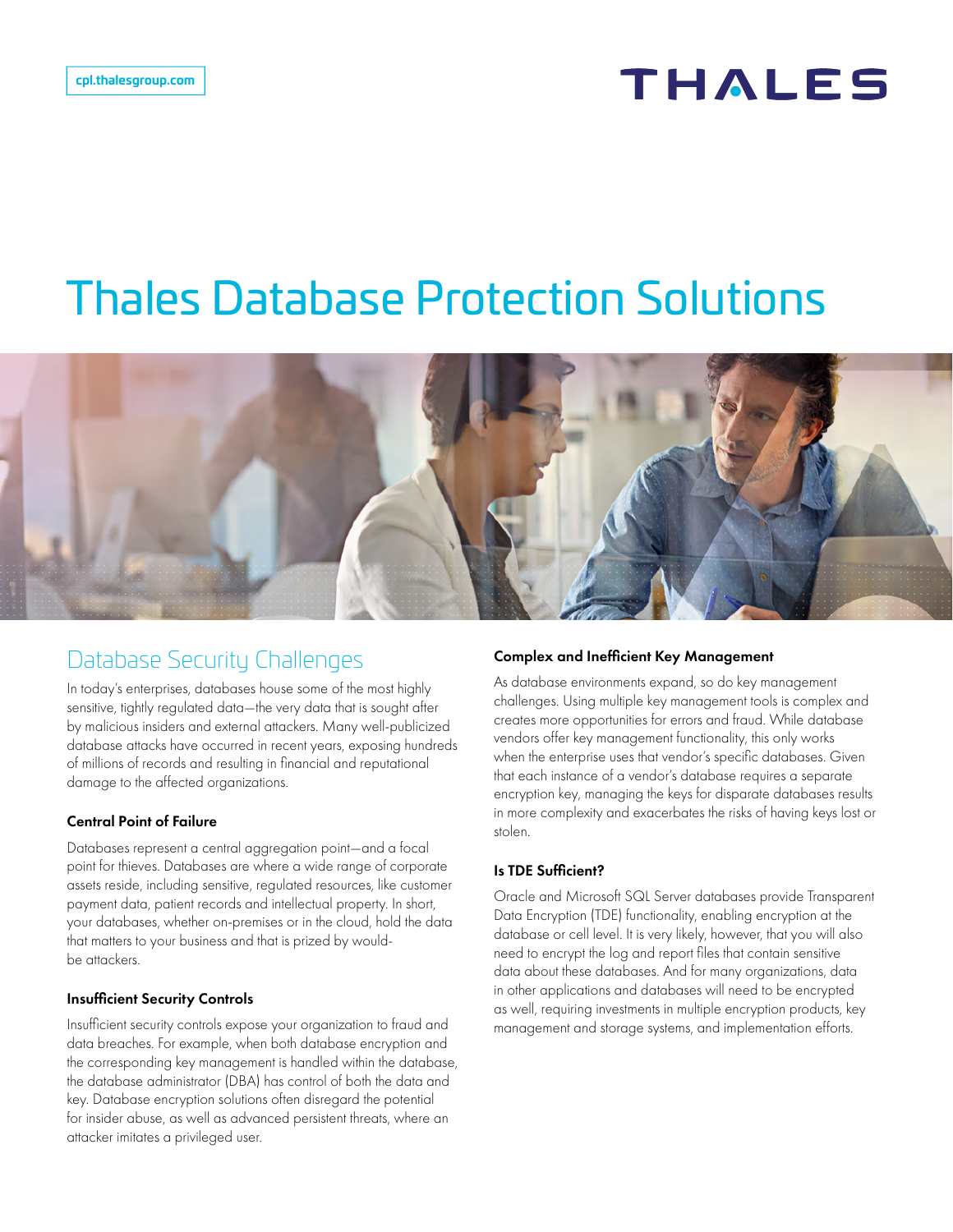cpl.thalesgroup.com

THALES

# Thales Database Protection Solutions

## Database Security Challenges

In today's enterprises, databases house some of the most highly sensitive, tightly regulated data—the very data that is sought after by malicious insiders and external attackers. Many well-publicized database attacks have occurred in recent years, exposing hundreds of millions of records and resulting in financial and reputational damage to the affected organizations.

### Central Point of Failure

Databases represent a central aggregation point—and a focal point for thieves. Databases are where a wide range of corporate assets reside, including sensitive, regulated resources, like customer payment data, patient records and intellectual property. In short, your databases, whether on-premises or in the cloud, hold the data that matters to your business and that is prized by would-be attackers.

### Insufficient Security Controls

Insufficient security controls expose your organization to fraud and data breaches. For example, when both database encryption and the corresponding key management is handled within the database, the database administrator (DBA) has control of both the data and key. Database encryption solutions often disregard the potential for insider abuse, as well as advanced persistent threats, where an attacker imitates a privileged user.

### Complex and Inefficient Key Management

As database environments expand, so do key management challenges. Using multiple key management tools is complex and creates more opportunities for errors and fraud. While database vendors offer key management functionality, this only works when the enterprise uses that vendor's specific databases. Given that each instance of a vendor's database requires a separate encryption key, managing the keys for disparate databases results in more complexity and exacerbates the risks of having keys lost or stolen.

### Is TDE Sufficient?

Oracle and Microsoft SQL Server databases provide Transparent Data Encryption (TDE) functionality, enabling encryption at the database or cell level. It is very likely, however, that you will also need to encrypt the log and report files that contain sensitive data about these databases. And for many organizations, data in other applications and databases will need to be encrypted as well, requiring investments in multiple encryption products, key management and storage systems, and implementation efforts.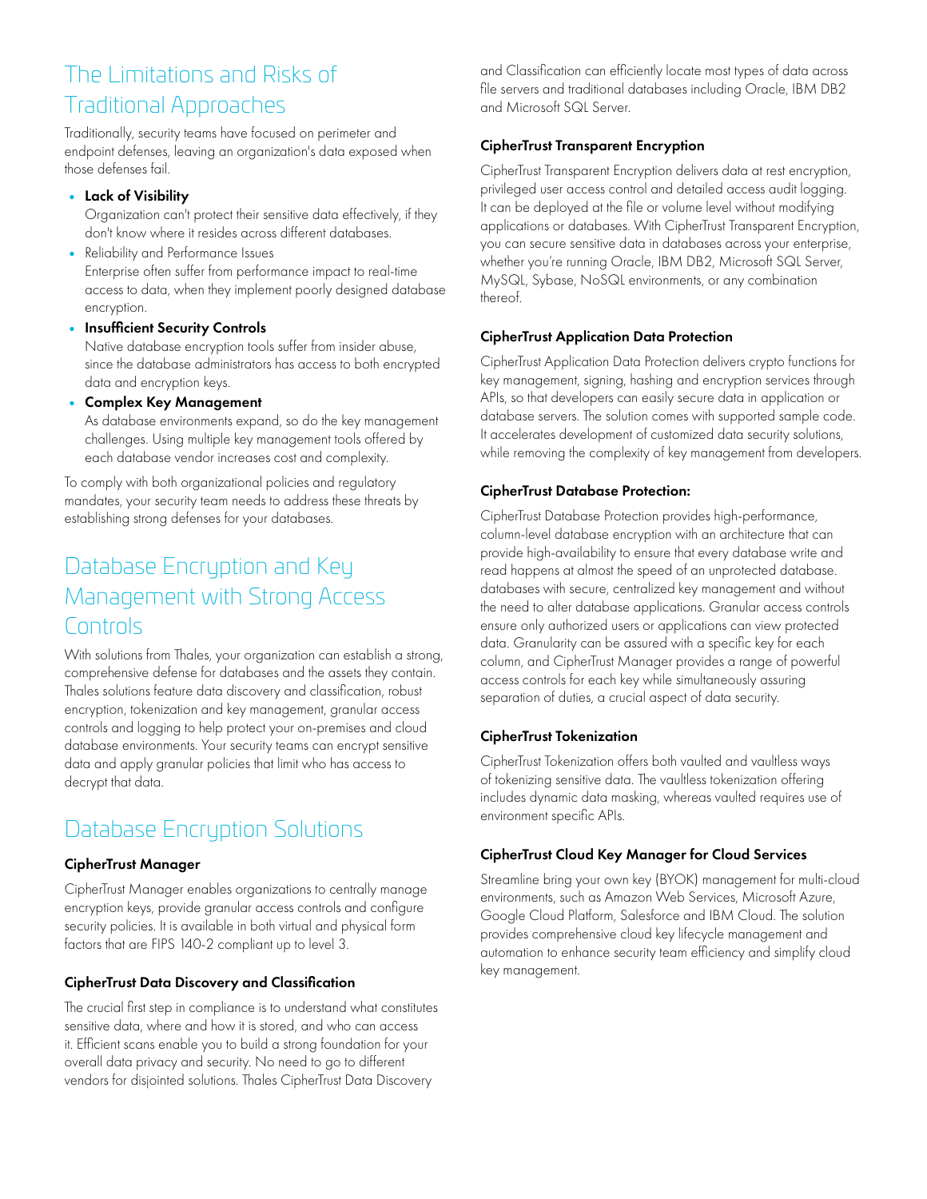## The Limitations and Risks of Traditional Approaches

Traditionally, security teams have focused on perimeter and endpoint defenses, leaving an organization's data exposed when those defenses fail.

- **Lack of Visibility**
  Organization can't protect their sensitive data effectively, if they don't know where it resides across different databases.
- Reliability and Performance Issues
  Enterprise often suffer from performance impact to real-time access to data, when they implement poorly designed database encryption.
- **Insufficient Security Controls**
  Native database encryption tools suffer from insider abuse, since the database administrators has access to both encrypted data and encryption keys.
- **Complex Key Management**
  As database environments expand, so do the key management challenges. Using multiple key management tools offered by each database vendor increases cost and complexity.

To comply with both organizational policies and regulatory mandates, your security team needs to address these threats by establishing strong defenses for your databases.

## Database Encryption and Key Management with Strong Access Controls

With solutions from Thales, your organization can establish a strong, comprehensive defense for databases and the assets they contain. Thales solutions feature data discovery and classification, robust encryption, tokenization and key management, granular access controls and logging to help protect your on-premises and cloud database environments. Your security teams can encrypt sensitive data and apply granular policies that limit who has access to decrypt that data.

## Database Encryption Solutions

### CipherTrust Manager

CipherTrust Manager enables organizations to centrally manage encryption keys, provide granular access controls and configure security policies. It is available in both virtual and physical form factors that are FIPS 140-2 compliant up to level 3.

### CipherTrust Data Discovery and Classification

The crucial first step in compliance is to understand what constitutes sensitive data, where and how it is stored, and who can access it. Efficient scans enable you to build a strong foundation for your overall data privacy and security. No need to go to different vendors for disjointed solutions. Thales CipherTrust Data Discovery and Classification can efficiently locate most types of data across file servers and traditional databases including Oracle, IBM DB2 and Microsoft SQL Server.

### CipherTrust Transparent Encryption

CipherTrust Transparent Encryption delivers data at rest encryption, privileged user access control and detailed access audit logging. It can be deployed at the file or volume level without modifying applications or databases. With CipherTrust Transparent Encryption, you can secure sensitive data in databases across your enterprise, whether you're running Oracle, IBM DB2, Microsoft SQL Server, MySQL, Sybase, NoSQL environments, or any combination thereof.

### CipherTrust Application Data Protection

CipherTrust Application Data Protection delivers crypto functions for key management, signing, hashing and encryption services through APIs, so that developers can easily secure data in application or database servers. The solution comes with supported sample code. It accelerates development of customized data security solutions, while removing the complexity of key management from developers.

### CipherTrust Database Protection:

CipherTrust Database Protection provides high-performance, column-level database encryption with an architecture that can provide high-availability to ensure that every database write and read happens at almost the speed of an unprotected database. databases with secure, centralized key management and without the need to alter database applications. Granular access controls ensure only authorized users or applications can view protected data. Granularity can be assured with a specific key for each column, and CipherTrust Manager provides a range of powerful access controls for each key while simultaneously assuring separation of duties, a crucial aspect of data security.

### CipherTrust Tokenization

CipherTrust Tokenization offers both vaulted and vaultless ways of tokenizing sensitive data. The vaultless tokenization offering includes dynamic data masking, whereas vaulted requires use of environment specific APIs.

### CipherTrust Cloud Key Manager for Cloud Services

Streamline bring your own key (BYOK) management for multi-cloud environments, such as Amazon Web Services, Microsoft Azure, Google Cloud Platform, Salesforce and IBM Cloud. The solution provides comprehensive cloud key lifecycle management and automation to enhance security team efficiency and simplify cloud key management.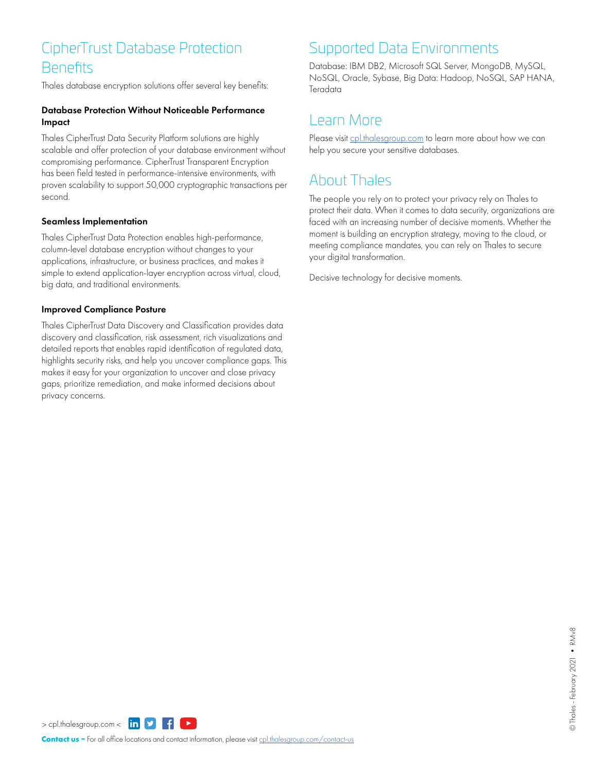## CipherTrust Database Protection Benefits

Thales database encryption solutions offer several key benefits:

### Database Protection Without Noticeable Performance Impact

Thales CipherTrust Data Security Platform solutions are highly scalable and offer protection of your database environment without compromising performance. CipherTrust Transparent Encryption has been field tested in performance-intensive environments, with proven scalability to support 50,000 cryptographic transactions per second.

### Seamless Implementation

Thales CipherTrust Data Protection enables high-performance, column-level database encryption without changes to your applications, infrastructure, or business practices, and makes it simple to extend application-layer encryption across virtual, cloud, big data, and traditional environments.

### Improved Compliance Posture

Thales CipherTrust Data Discovery and Classification provides data discovery and classification, risk assessment, rich visualizations and detailed reports that enables rapid identification of regulated data, highlights security risks, and help you uncover compliance gaps. This makes it easy for your organization to uncover and close privacy gaps, prioritize remediation, and make informed decisions about privacy concerns.

## Supported Data Environments

Database: IBM DB2, Microsoft SQL Server, MongoDB, MySQL, NoSQL, Oracle, Sybase, Big Data: Hadoop, NoSQL, SAP HANA, Teradata

## Learn More

Please visit cpl.thalesgroup.com to learn more about how we can help you secure your sensitive databases.

## About Thales

The people you rely on to protect your privacy rely on Thales to protect their data. When it comes to data security, organizations are faced with an increasing number of decisive moments. Whether the moment is building an encryption strategy, moving to the cloud, or meeting compliance mandates, you can rely on Thales to secure your digital transformation.

Decisive technology for decisive moments.

> cpl.thalesgroup.com <

**Contact us –** For all office locations and contact information, please visit cpl.thalesgroup.com/contact-us

© Thales - February 2021 • RMv8